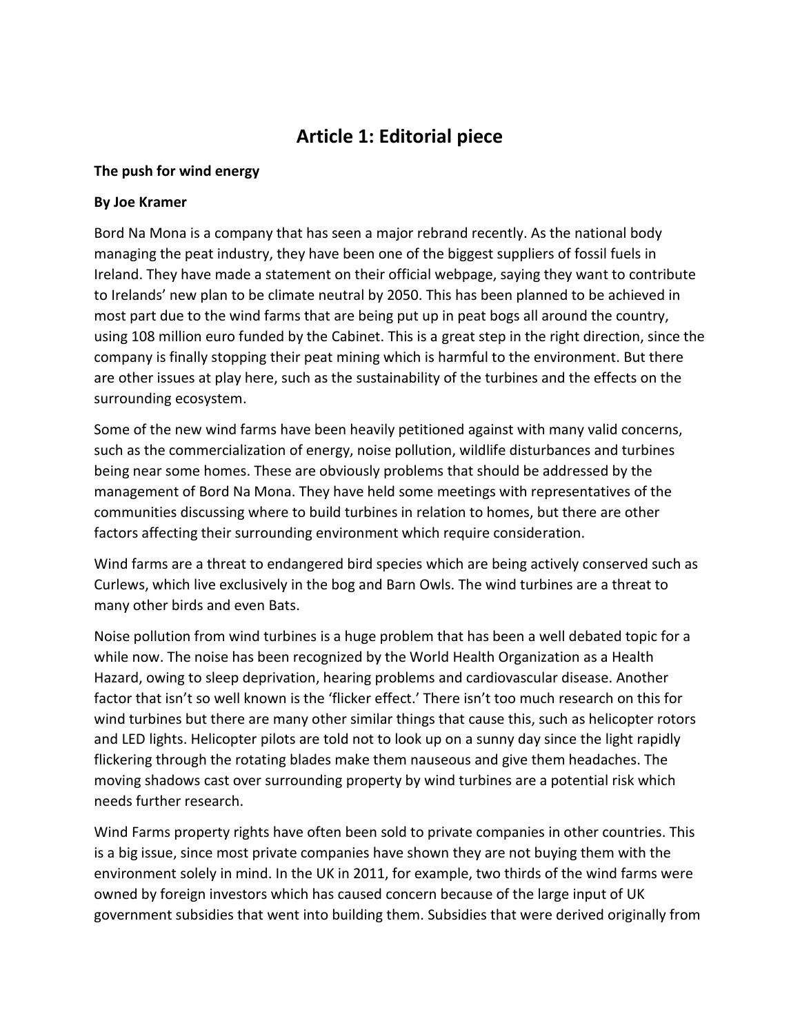# Article 1: Editorial piece

**The push for wind energy**

**By Joe Kramer**

Bord Na Mona is a company that has seen a major rebrand recently. As the national body managing the peat industry, they have been one of the biggest suppliers of fossil fuels in Ireland. They have made a statement on their official webpage, saying they want to contribute to Irelands' new plan to be climate neutral by 2050. This has been planned to be achieved in most part due to the wind farms that are being put up in peat bogs all around the country, using 108 million euro funded by the Cabinet. This is a great step in the right direction, since the company is finally stopping their peat mining which is harmful to the environment. But there are other issues at play here, such as the sustainability of the turbines and the effects on the surrounding ecosystem.

Some of the new wind farms have been heavily petitioned against with many valid concerns, such as the commercialization of energy, noise pollution, wildlife disturbances and turbines being near some homes. These are obviously problems that should be addressed by the management of Bord Na Mona. They have held some meetings with representatives of the communities discussing where to build turbines in relation to homes, but there are other factors affecting their surrounding environment which require consideration.

Wind farms are a threat to endangered bird species which are being actively conserved such as Curlews, which live exclusively in the bog and Barn Owls. The wind turbines are a threat to many other birds and even Bats.

Noise pollution from wind turbines is a huge problem that has been a well debated topic for a while now. The noise has been recognized by the World Health Organization as a Health Hazard, owing to sleep deprivation, hearing problems and cardiovascular disease. Another factor that isn't so well known is the 'flicker effect.' There isn't too much research on this for wind turbines but there are many other similar things that cause this, such as helicopter rotors and LED lights. Helicopter pilots are told not to look up on a sunny day since the light rapidly flickering through the rotating blades make them nauseous and give them headaches. The moving shadows cast over surrounding property by wind turbines are a potential risk which needs further research.

Wind Farms property rights have often been sold to private companies in other countries. This is a big issue, since most private companies have shown they are not buying them with the environment solely in mind. In the UK in 2011, for example, two thirds of the wind farms were owned by foreign investors which has caused concern because of the large input of UK government subsidies that went into building them. Subsidies that were derived originally from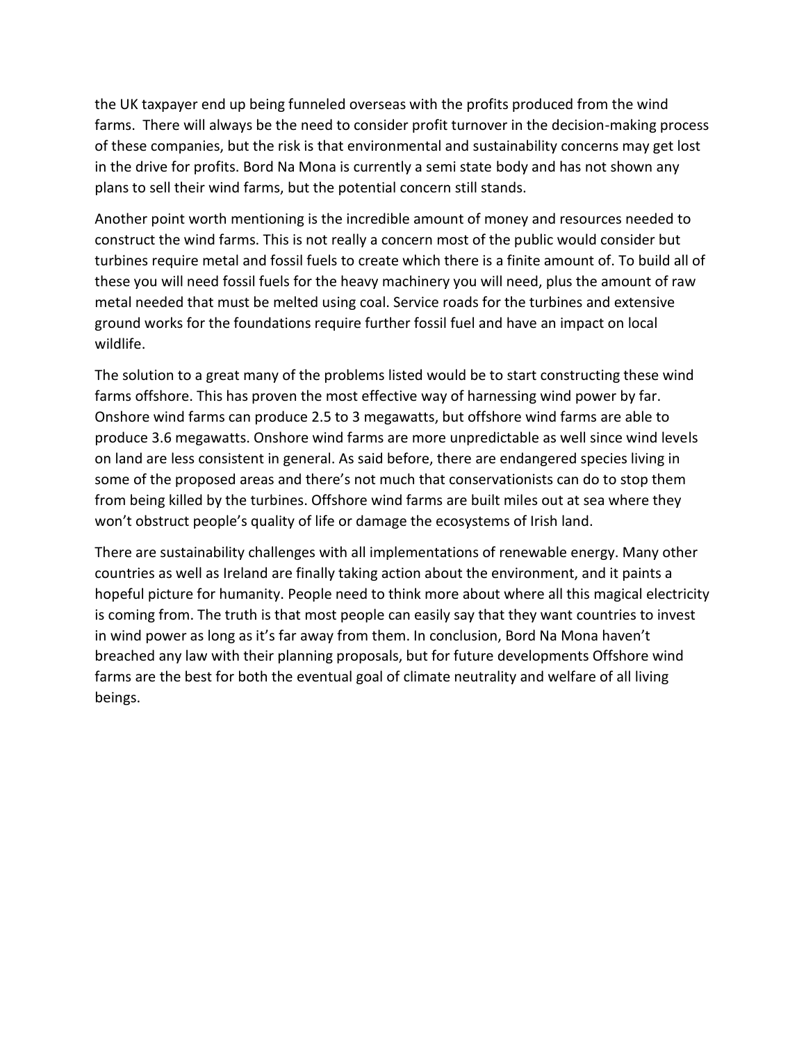the UK taxpayer end up being funneled overseas with the profits produced from the wind farms.  There will always be the need to consider profit turnover in the decision-making process of these companies, but the risk is that environmental and sustainability concerns may get lost in the drive for profits. Bord Na Mona is currently a semi state body and has not shown any plans to sell their wind farms, but the potential concern still stands.

Another point worth mentioning is the incredible amount of money and resources needed to construct the wind farms. This is not really a concern most of the public would consider but turbines require metal and fossil fuels to create which there is a finite amount of. To build all of these you will need fossil fuels for the heavy machinery you will need, plus the amount of raw metal needed that must be melted using coal. Service roads for the turbines and extensive ground works for the foundations require further fossil fuel and have an impact on local wildlife.

The solution to a great many of the problems listed would be to start constructing these wind farms offshore. This has proven the most effective way of harnessing wind power by far. Onshore wind farms can produce 2.5 to 3 megawatts, but offshore wind farms are able to produce 3.6 megawatts. Onshore wind farms are more unpredictable as well since wind levels on land are less consistent in general. As said before, there are endangered species living in some of the proposed areas and there's not much that conservationists can do to stop them from being killed by the turbines. Offshore wind farms are built miles out at sea where they won't obstruct people's quality of life or damage the ecosystems of Irish land.

There are sustainability challenges with all implementations of renewable energy. Many other countries as well as Ireland are finally taking action about the environment, and it paints a hopeful picture for humanity. People need to think more about where all this magical electricity is coming from. The truth is that most people can easily say that they want countries to invest in wind power as long as it's far away from them. In conclusion, Bord Na Mona haven't breached any law with their planning proposals, but for future developments Offshore wind farms are the best for both the eventual goal of climate neutrality and welfare of all living beings.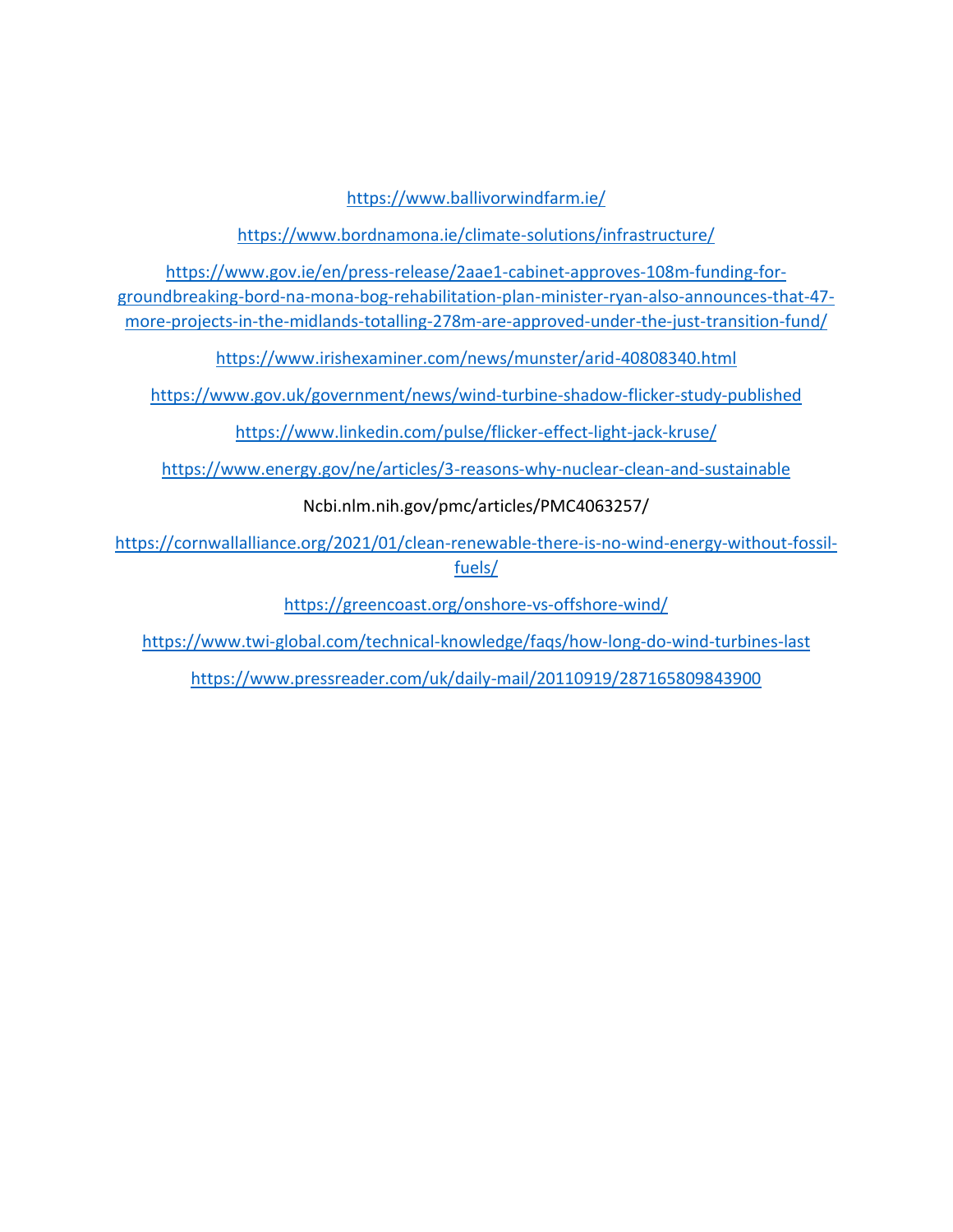https://www.ballivorwindfarm.ie/

https://www.bordnamona.ie/climate-solutions/infrastructure/

https://www.gov.ie/en/press-release/2aae1-cabinet-approves-108m-funding-for-groundbreaking-bord-na-mona-bog-rehabilitation-plan-minister-ryan-also-announces-that-47-more-projects-in-the-midlands-totalling-278m-are-approved-under-the-just-transition-fund/

https://www.irishexaminer.com/news/munster/arid-40808340.html

https://www.gov.uk/government/news/wind-turbine-shadow-flicker-study-published

https://www.linkedin.com/pulse/flicker-effect-light-jack-kruse/

https://www.energy.gov/ne/articles/3-reasons-why-nuclear-clean-and-sustainable

Ncbi.nlm.nih.gov/pmc/articles/PMC4063257/

https://cornwallalliance.org/2021/01/clean-renewable-there-is-no-wind-energy-without-fossil-fuels/

https://greencoast.org/onshore-vs-offshore-wind/

https://www.twi-global.com/technical-knowledge/faqs/how-long-do-wind-turbines-last

https://www.pressreader.com/uk/daily-mail/20110919/287165809843900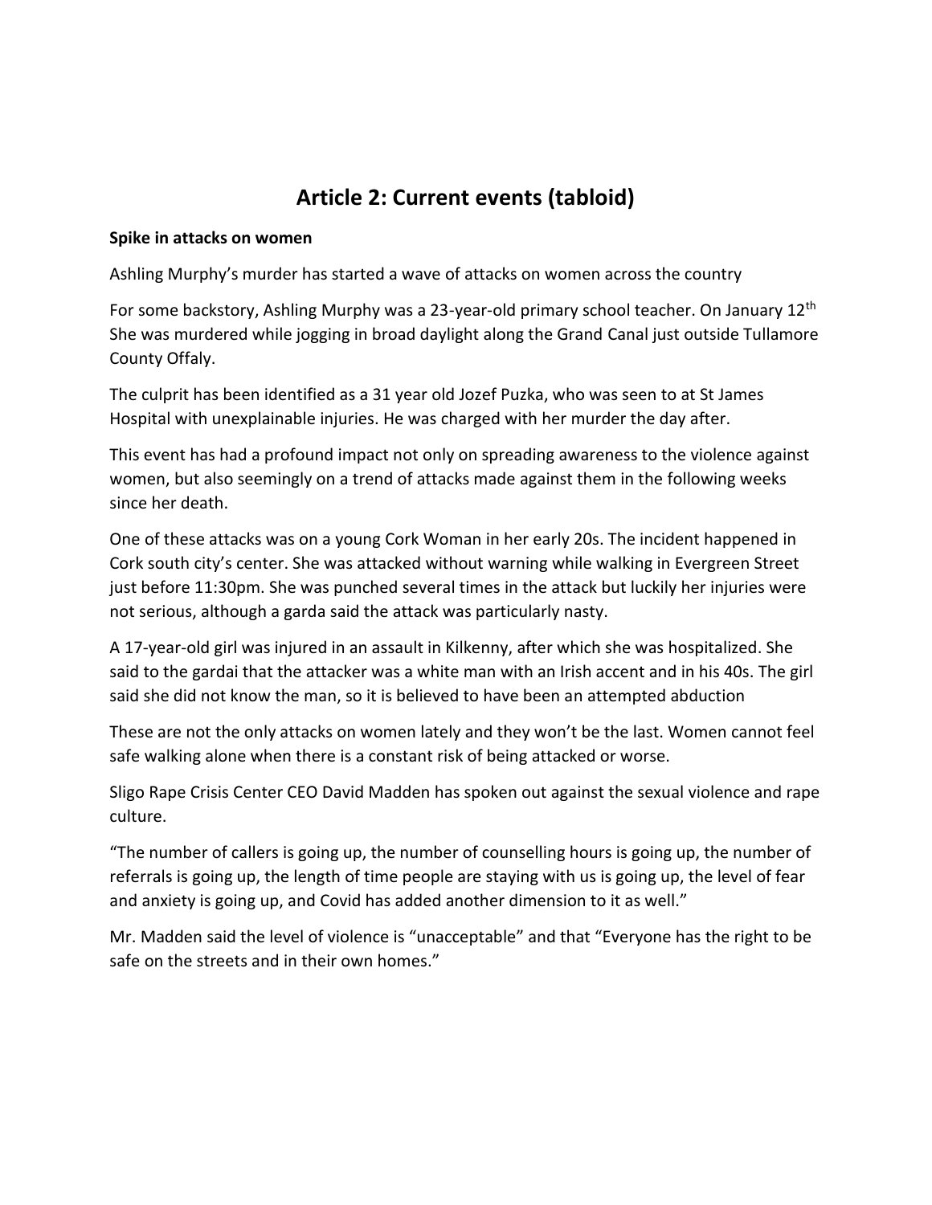# Article 2: Current events (tabloid)

**Spike in attacks on women**

Ashling Murphy's murder has started a wave of attacks on women across the country

For some backstory, Ashling Murphy was a 23-year-old primary school teacher. On January 12th She was murdered while jogging in broad daylight along the Grand Canal just outside Tullamore County Offaly.

The culprit has been identified as a 31 year old Jozef Puzka, who was seen to at St James Hospital with unexplainable injuries. He was charged with her murder the day after.

This event has had a profound impact not only on spreading awareness to the violence against women, but also seemingly on a trend of attacks made against them in the following weeks since her death.

One of these attacks was on a young Cork Woman in her early 20s. The incident happened in Cork south city's center. She was attacked without warning while walking in Evergreen Street just before 11:30pm. She was punched several times in the attack but luckily her injuries were not serious, although a garda said the attack was particularly nasty.

A 17-year-old girl was injured in an assault in Kilkenny, after which she was hospitalized. She said to the gardai that the attacker was a white man with an Irish accent and in his 40s. The girl said she did not know the man, so it is believed to have been an attempted abduction

These are not the only attacks on women lately and they won't be the last. Women cannot feel safe walking alone when there is a constant risk of being attacked or worse.

Sligo Rape Crisis Center CEO David Madden has spoken out against the sexual violence and rape culture.

"The number of callers is going up, the number of counselling hours is going up, the number of referrals is going up, the length of time people are staying with us is going up, the level of fear and anxiety is going up, and Covid has added another dimension to it as well."

Mr. Madden said the level of violence is "unacceptable" and that "Everyone has the right to be safe on the streets and in their own homes."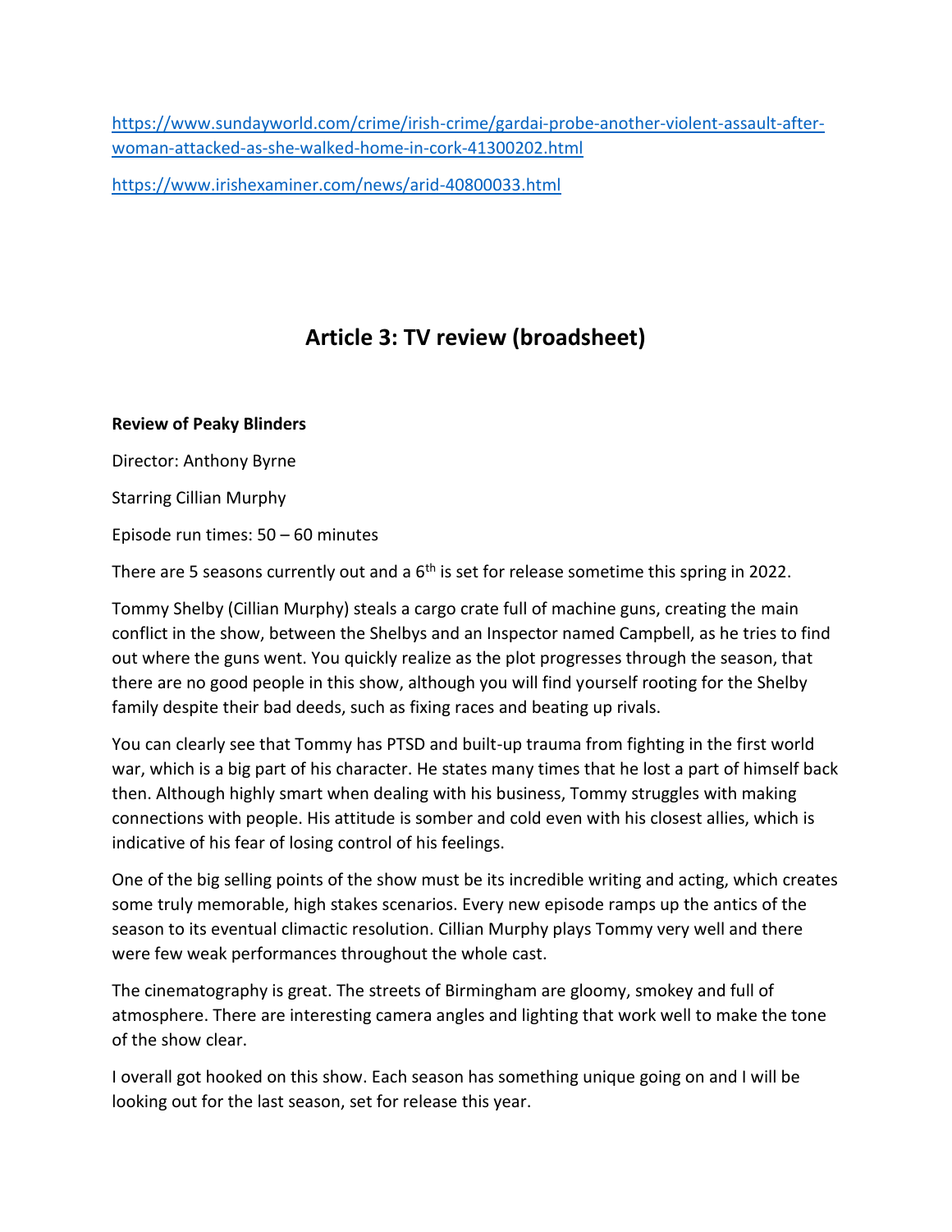https://www.sundayworld.com/crime/irish-crime/gardai-probe-another-violent-assault-after-woman-attacked-as-she-walked-home-in-cork-41300202.html

https://www.irishexaminer.com/news/arid-40800033.html

## Article 3: TV review (broadsheet)

**Review of Peaky Blinders**

Director: Anthony Byrne

Starring Cillian Murphy

Episode run times: 50 – 60 minutes

There are 5 seasons currently out and a 6th is set for release sometime this spring in 2022.

Tommy Shelby (Cillian Murphy) steals a cargo crate full of machine guns, creating the main conflict in the show, between the Shelbys and an Inspector named Campbell, as he tries to find out where the guns went. You quickly realize as the plot progresses through the season, that there are no good people in this show, although you will find yourself rooting for the Shelby family despite their bad deeds, such as fixing races and beating up rivals.

You can clearly see that Tommy has PTSD and built-up trauma from fighting in the first world war, which is a big part of his character. He states many times that he lost a part of himself back then. Although highly smart when dealing with his business, Tommy struggles with making connections with people. His attitude is somber and cold even with his closest allies, which is indicative of his fear of losing control of his feelings.

One of the big selling points of the show must be its incredible writing and acting, which creates some truly memorable, high stakes scenarios. Every new episode ramps up the antics of the season to its eventual climactic resolution. Cillian Murphy plays Tommy very well and there were few weak performances throughout the whole cast.

The cinematography is great. The streets of Birmingham are gloomy, smokey and full of atmosphere. There are interesting camera angles and lighting that work well to make the tone of the show clear.

I overall got hooked on this show. Each season has something unique going on and I will be looking out for the last season, set for release this year.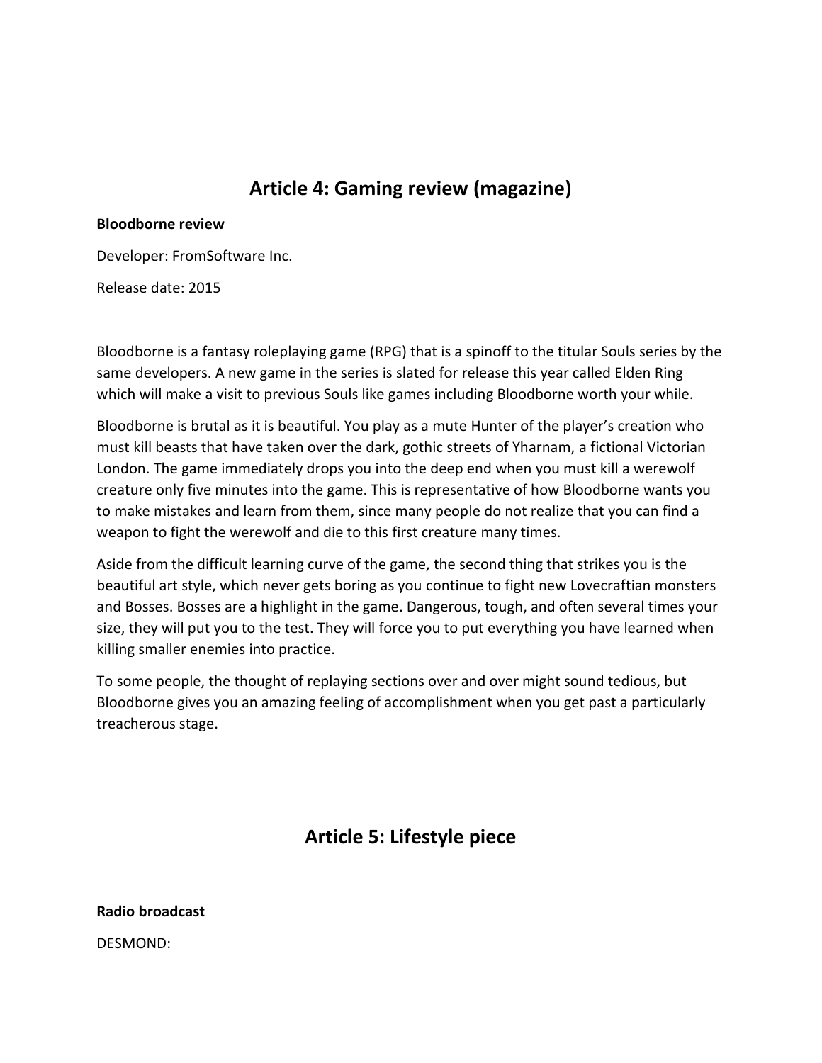## Article 4: Gaming review (magazine)

**Bloodborne review**

Developer: FromSoftware Inc.

Release date: 2015

Bloodborne is a fantasy roleplaying game (RPG) that is a spinoff to the titular Souls series by the same developers. A new game in the series is slated for release this year called Elden Ring which will make a visit to previous Souls like games including Bloodborne worth your while.

Bloodborne is brutal as it is beautiful. You play as a mute Hunter of the player's creation who must kill beasts that have taken over the dark, gothic streets of Yharnam, a fictional Victorian London. The game immediately drops you into the deep end when you must kill a werewolf creature only five minutes into the game. This is representative of how Bloodborne wants you to make mistakes and learn from them, since many people do not realize that you can find a weapon to fight the werewolf and die to this first creature many times.

Aside from the difficult learning curve of the game, the second thing that strikes you is the beautiful art style, which never gets boring as you continue to fight new Lovecraftian monsters and Bosses. Bosses are a highlight in the game. Dangerous, tough, and often several times your size, they will put you to the test. They will force you to put everything you have learned when killing smaller enemies into practice.

To some people, the thought of replaying sections over and over might sound tedious, but Bloodborne gives you an amazing feeling of accomplishment when you get past a particularly treacherous stage.

## Article 5: Lifestyle piece

**Radio broadcast**

DESMOND: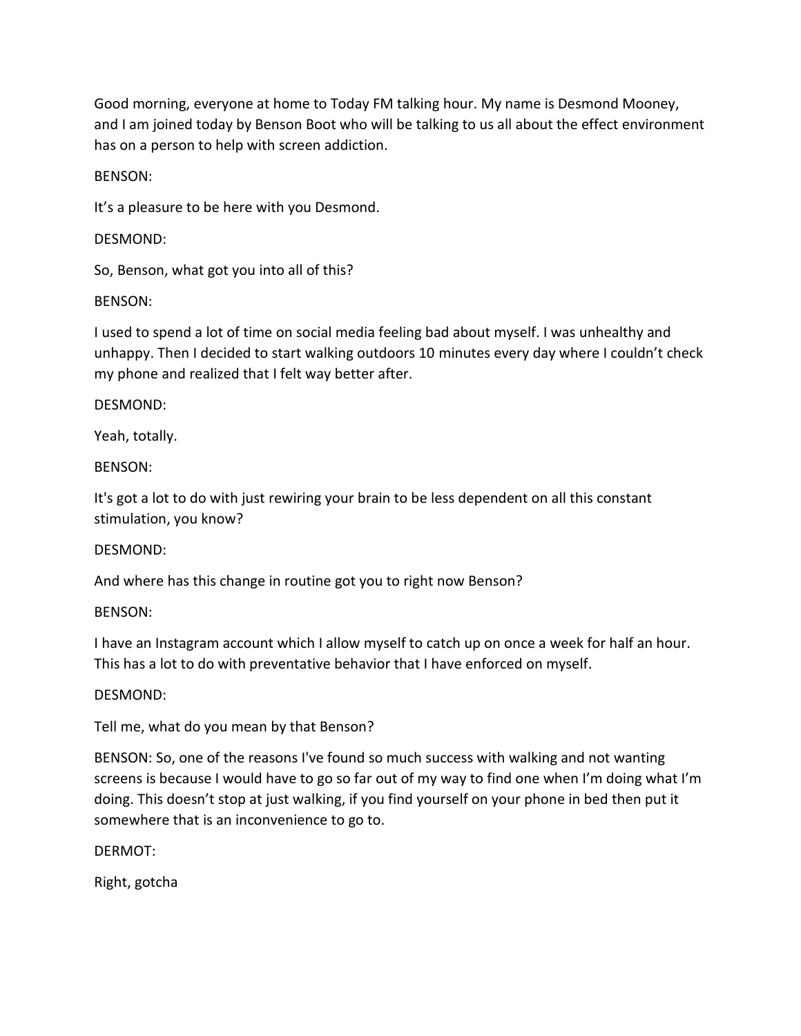Good morning, everyone at home to Today FM talking hour. My name is Desmond Mooney, and I am joined today by Benson Boot who will be talking to us all about the effect environment has on a person to help with screen addiction.

BENSON:

It's a pleasure to be here with you Desmond.

DESMOND:

So, Benson, what got you into all of this?

BENSON:

I used to spend a lot of time on social media feeling bad about myself. I was unhealthy and unhappy. Then I decided to start walking outdoors 10 minutes every day where I couldn't check my phone and realized that I felt way better after.

DESMOND:

Yeah, totally.

BENSON:

It's got a lot to do with just rewiring your brain to be less dependent on all this constant stimulation, you know?

DESMOND:

And where has this change in routine got you to right now Benson?

BENSON:

I have an Instagram account which I allow myself to catch up on once a week for half an hour. This has a lot to do with preventative behavior that I have enforced on myself.

DESMOND:

Tell me, what do you mean by that Benson?

BENSON: So, one of the reasons I've found so much success with walking and not wanting screens is because I would have to go so far out of my way to find one when I'm doing what I'm doing. This doesn't stop at just walking, if you find yourself on your phone in bed then put it somewhere that is an inconvenience to go to.

DERMOT:

Right, gotcha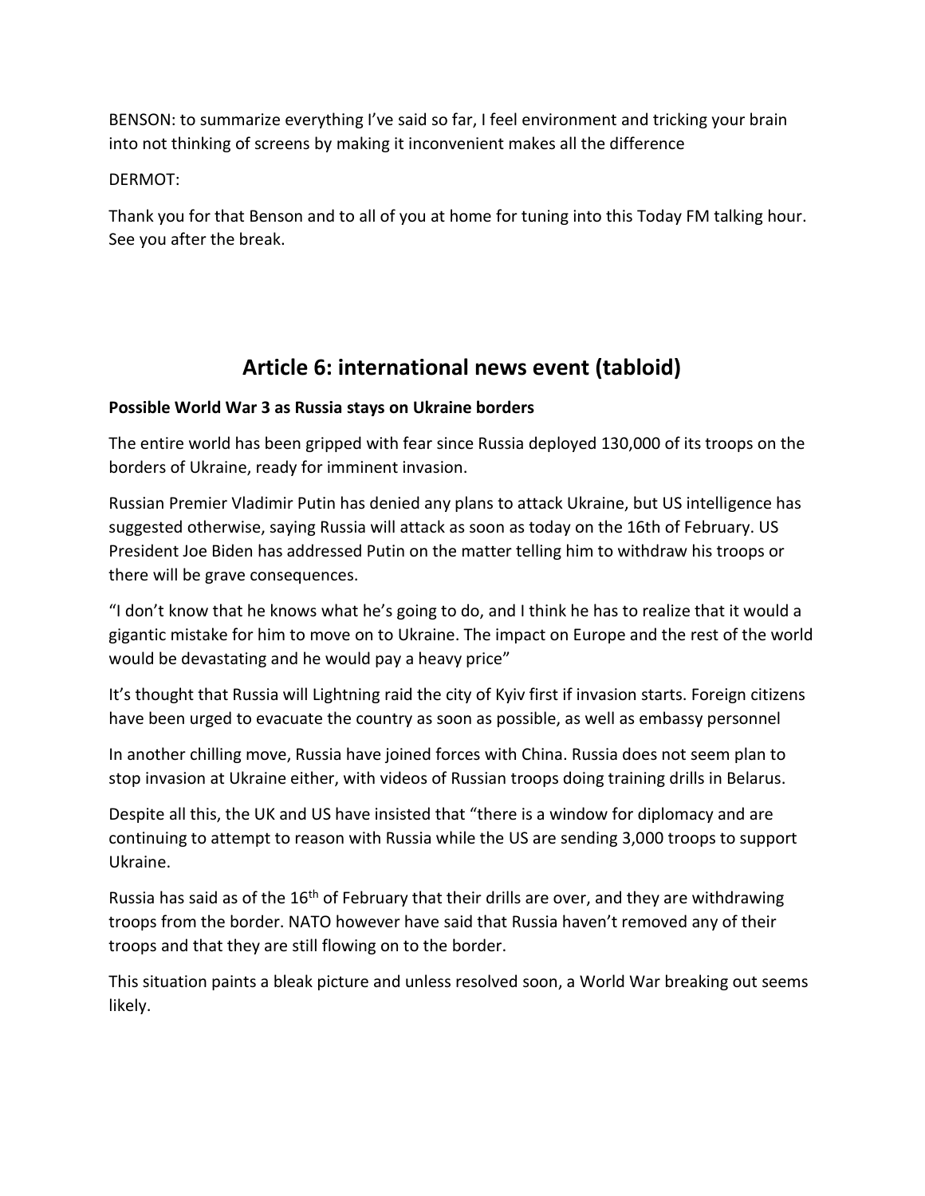BENSON: to summarize everything I've said so far, I feel environment and tricking your brain into not thinking of screens by making it inconvenient makes all the difference

DERMOT:

Thank you for that Benson and to all of you at home for tuning into this Today FM talking hour. See you after the break.

## Article 6: international news event (tabloid)

**Possible World War 3 as Russia stays on Ukraine borders**

The entire world has been gripped with fear since Russia deployed 130,000 of its troops on the borders of Ukraine, ready for imminent invasion.

Russian Premier Vladimir Putin has denied any plans to attack Ukraine, but US intelligence has suggested otherwise, saying Russia will attack as soon as today on the 16th of February. US President Joe Biden has addressed Putin on the matter telling him to withdraw his troops or there will be grave consequences.

"I don't know that he knows what he's going to do, and I think he has to realize that it would a gigantic mistake for him to move on to Ukraine. The impact on Europe and the rest of the world would be devastating and he would pay a heavy price"

It's thought that Russia will Lightning raid the city of Kyiv first if invasion starts. Foreign citizens have been urged to evacuate the country as soon as possible, as well as embassy personnel

In another chilling move, Russia have joined forces with China. Russia does not seem plan to stop invasion at Ukraine either, with videos of Russian troops doing training drills in Belarus.

Despite all this, the UK and US have insisted that "there is a window for diplomacy and are continuing to attempt to reason with Russia while the US are sending 3,000 troops to support Ukraine.

Russia has said as of the 16th of February that their drills are over, and they are withdrawing troops from the border. NATO however have said that Russia haven't removed any of their troops and that they are still flowing on to the border.

This situation paints a bleak picture and unless resolved soon, a World War breaking out seems likely.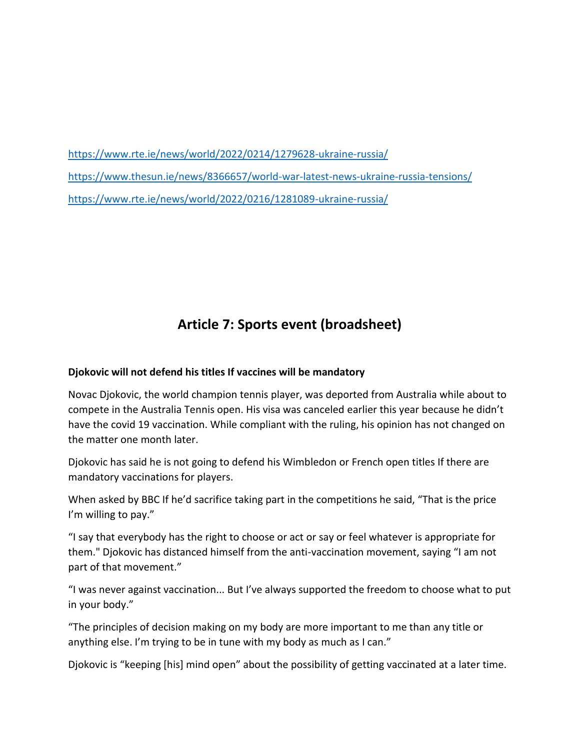https://www.rte.ie/news/world/2022/0214/1279628-ukraine-russia/

https://www.thesun.ie/news/8366657/world-war-latest-news-ukraine-russia-tensions/

https://www.rte.ie/news/world/2022/0216/1281089-ukraine-russia/

## Article 7: Sports event (broadsheet)

**Djokovic will not defend his titles If vaccines will be mandatory**

Novac Djokovic, the world champion tennis player, was deported from Australia while about to compete in the Australia Tennis open. His visa was canceled earlier this year because he didn't have the covid 19 vaccination. While compliant with the ruling, his opinion has not changed on the matter one month later.

Djokovic has said he is not going to defend his Wimbledon or French open titles If there are mandatory vaccinations for players.

When asked by BBC If he'd sacrifice taking part in the competitions he said, "That is the price I'm willing to pay."

"I say that everybody has the right to choose or act or say or feel whatever is appropriate for them." Djokovic has distanced himself from the anti-vaccination movement, saying "I am not part of that movement."

"I was never against vaccination... But I've always supported the freedom to choose what to put in your body."

"The principles of decision making on my body are more important to me than any title or anything else. I'm trying to be in tune with my body as much as I can."

Djokovic is "keeping [his] mind open" about the possibility of getting vaccinated at a later time.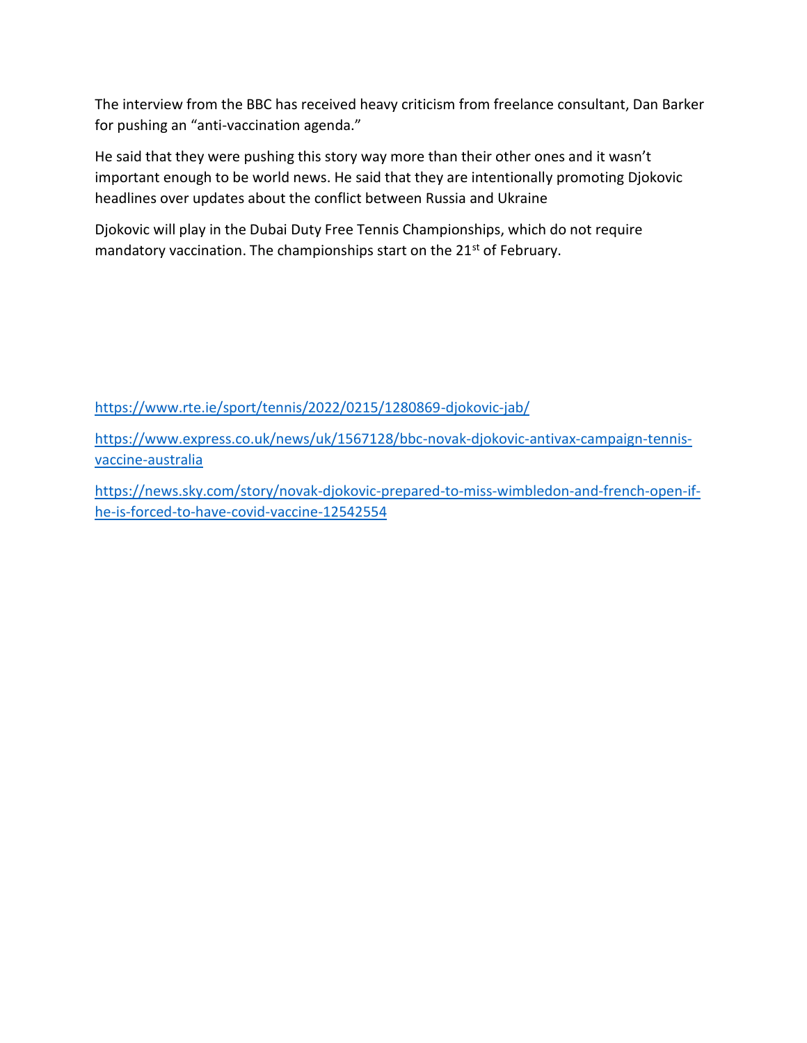The interview from the BBC has received heavy criticism from freelance consultant, Dan Barker for pushing an "anti-vaccination agenda."

He said that they were pushing this story way more than their other ones and it wasn't important enough to be world news. He said that they are intentionally promoting Djokovic headlines over updates about the conflict between Russia and Ukraine

Djokovic will play in the Dubai Duty Free Tennis Championships, which do not require mandatory vaccination. The championships start on the 21st of February.

https://www.rte.ie/sport/tennis/2022/0215/1280869-djokovic-jab/

https://www.express.co.uk/news/uk/1567128/bbc-novak-djokovic-antivax-campaign-tennis-vaccine-australia

https://news.sky.com/story/novak-djokovic-prepared-to-miss-wimbledon-and-french-open-if-he-is-forced-to-have-covid-vaccine-12542554